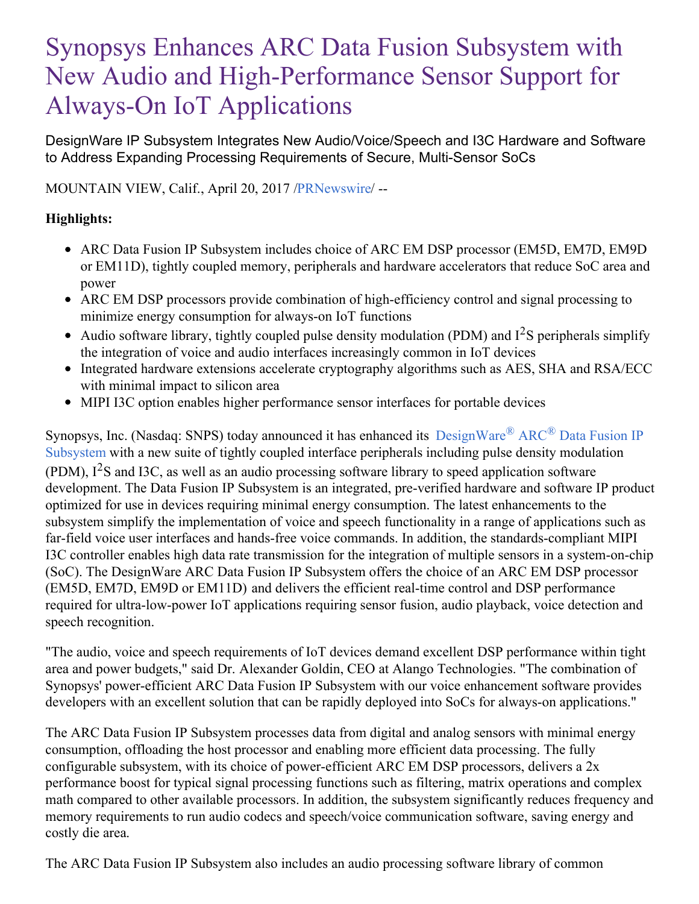# Synopsys Enhances ARC Data Fusion Subsystem with New Audio and High-Performance Sensor Support for Always-On IoT Applications

DesignWare IP Subsystem Integrates New Audio/Voice/Speech and I3C Hardware and Software to Address Expanding Processing Requirements of Secure, Multi-Sensor SoCs

MOUNTAIN VIEW, Calif., April 20, 2017 /PRNewswire/ --

**Highlights:**

- ARC Data Fusion IP Subsystem includes choice of ARC EM DSP processor (EM5D, EM7D, EM9D or EM11D), tightly coupled memory, peripherals and hardware accelerators that reduce SoC area and power
- ARC EM DSP processors provide combination of high-efficiency control and signal processing to minimize energy consumption for always-on IoT functions
- Audio software library, tightly coupled pulse density modulation (PDM) and $I^2S$ peripherals simplify the integration of voice and audio interfaces increasingly common in IoT devices
- Integrated hardware extensions accelerate cryptography algorithms such as AES, SHA and RSA/ECC with minimal impact to silicon area
- MIPI I3C option enables higher performance sensor interfaces for portable devices

Synopsys, Inc. (Nasdaq: SNPS) today announced it has enhanced its DesignWare® ARC® Data Fusion IP Subsystem with a new suite of tightly coupled interface peripherals including pulse density modulation (PDM), $I^2S$ and I3C, as well as an audio processing software library to speed application software development. The Data Fusion IP Subsystem is an integrated, pre-verified hardware and software IP product optimized for use in devices requiring minimal energy consumption. The latest enhancements to the subsystem simplify the implementation of voice and speech functionality in a range of applications such as far-field voice user interfaces and hands-free voice commands. In addition, the standards-compliant MIPI I3C controller enables high data rate transmission for the integration of multiple sensors in a system-on-chip (SoC). The DesignWare ARC Data Fusion IP Subsystem offers the choice of an ARC EM DSP processor (EM5D, EM7D, EM9D or EM11D) and delivers the efficient real-time control and DSP performance required for ultra-low-power IoT applications requiring sensor fusion, audio playback, voice detection and speech recognition.

"The audio, voice and speech requirements of IoT devices demand excellent DSP performance within tight area and power budgets," said Dr. Alexander Goldin, CEO at Alango Technologies. "The combination of Synopsys' power-efficient ARC Data Fusion IP Subsystem with our voice enhancement software provides developers with an excellent solution that can be rapidly deployed into SoCs for always-on applications."

The ARC Data Fusion IP Subsystem processes data from digital and analog sensors with minimal energy consumption, offloading the host processor and enabling more efficient data processing. The fully configurable subsystem, with its choice of power-efficient ARC EM DSP processors, delivers a 2x performance boost for typical signal processing functions such as filtering, matrix operations and complex math compared to other available processors. In addition, the subsystem significantly reduces frequency and memory requirements to run audio codecs and speech/voice communication software, saving energy and costly die area.

The ARC Data Fusion IP Subsystem also includes an audio processing software library of common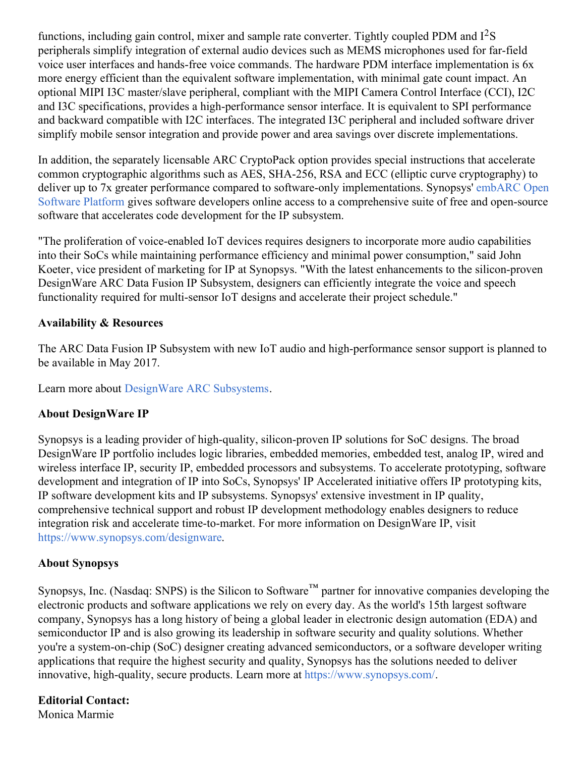functions, including gain control, mixer and sample rate converter. Tightly coupled PDM and $I^2S$ peripherals simplify integration of external audio devices such as MEMS microphones used for far-field voice user interfaces and hands-free voice commands. The hardware PDM interface implementation is 6x more energy efficient than the equivalent software implementation, with minimal gate count impact. An optional MIPI I3C master/slave peripheral, compliant with the MIPI Camera Control Interface (CCI), I2C and I3C specifications, provides a high-performance sensor interface. It is equivalent to SPI performance and backward compatible with I2C interfaces. The integrated I3C peripheral and included software driver simplify mobile sensor integration and provide power and area savings over discrete implementations.

In addition, the separately licensable ARC CryptoPack option provides special instructions that accelerate common cryptographic algorithms such as AES, SHA-256, RSA and ECC (elliptic curve cryptography) to deliver up to 7x greater performance compared to software-only implementations. Synopsys' embARC Open Software Platform gives software developers online access to a comprehensive suite of free and open-source software that accelerates code development for the IP subsystem.

"The proliferation of voice-enabled IoT devices requires designers to incorporate more audio capabilities into their SoCs while maintaining performance efficiency and minimal power consumption," said John Koeter, vice president of marketing for IP at Synopsys. "With the latest enhancements to the silicon-proven DesignWare ARC Data Fusion IP Subsystem, designers can efficiently integrate the voice and speech functionality required for multi-sensor IoT designs and accelerate their project schedule."

**Availability & Resources**

The ARC Data Fusion IP Subsystem with new IoT audio and high-performance sensor support is planned to be available in May 2017.

Learn more about DesignWare ARC Subsystems.

**About DesignWare IP**

Synopsys is a leading provider of high-quality, silicon-proven IP solutions for SoC designs. The broad DesignWare IP portfolio includes logic libraries, embedded memories, embedded test, analog IP, wired and wireless interface IP, security IP, embedded processors and subsystems. To accelerate prototyping, software development and integration of IP into SoCs, Synopsys' IP Accelerated initiative offers IP prototyping kits, IP software development kits and IP subsystems. Synopsys' extensive investment in IP quality, comprehensive technical support and robust IP development methodology enables designers to reduce integration risk and accelerate time-to-market. For more information on DesignWare IP, visit https://www.synopsys.com/designware.

**About Synopsys**

Synopsys, Inc. (Nasdaq: SNPS) is the Silicon to Software™ partner for innovative companies developing the electronic products and software applications we rely on every day. As the world's 15th largest software company, Synopsys has a long history of being a global leader in electronic design automation (EDA) and semiconductor IP and is also growing its leadership in software security and quality solutions. Whether you're a system-on-chip (SoC) designer creating advanced semiconductors, or a software developer writing applications that require the highest security and quality, Synopsys has the solutions needed to deliver innovative, high-quality, secure products. Learn more at https://www.synopsys.com/.

**Editorial Contact:**
Monica Marmie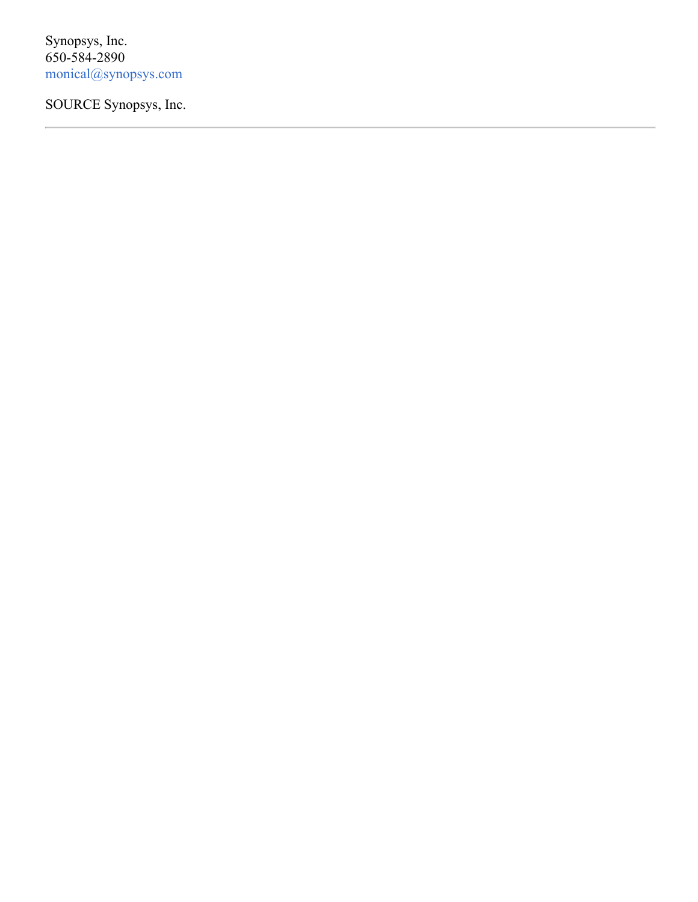Synopsys, Inc.
650-584-2890
monical@synopsys.com

SOURCE Synopsys, Inc.

---